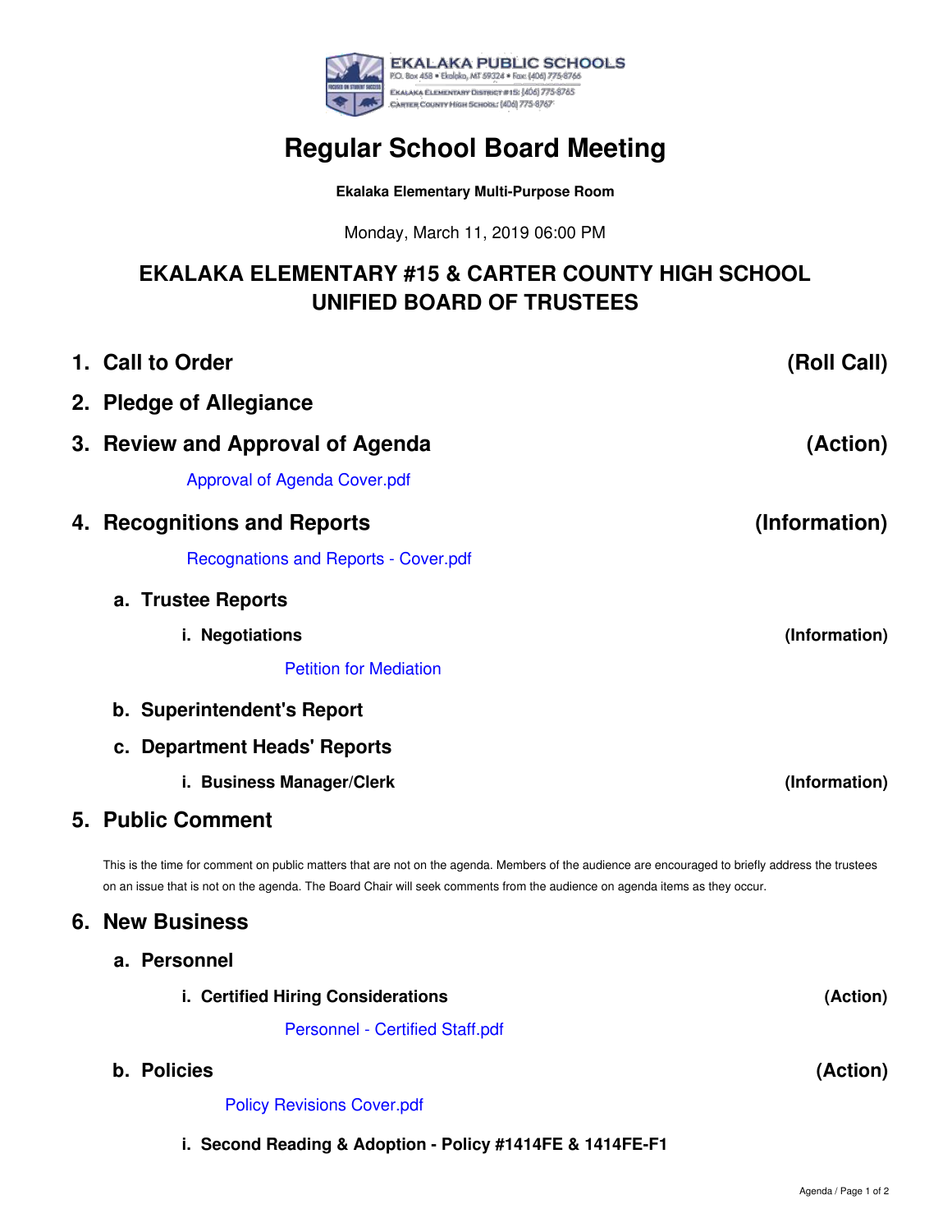EKALAKA PUBLIC SCHOOLS
P.O. Box 458 • Ekalaka, MT 59324 • Fax: (406) 775-8766
Ekalaka Elementary District #15: (406) 775-8765
Carter County High School: (406) 775-8767

# Regular School Board Meeting

**Ekalaka Elementary Multi-Purpose Room**

Monday, March 11, 2019 06:00 PM

## EKALAKA ELEMENTARY #15 & CARTER COUNTY HIGH SCHOOL UNIFIED BOARD OF TRUSTEES

## 1. Call to Order (Roll Call)

## 2. Pledge of Allegiance

## 3. Review and Approval of Agenda (Action)

Approval of Agenda Cover.pdf

## 4. Recognitions and Reports (Information)

Recognations and Reports - Cover.pdf

### a. Trustee Reports

#### i. Negotiations (Information)

Petition for Mediation

### b. Superintendent's Report

### c. Department Heads' Reports

#### i. Business Manager/Clerk (Information)

## 5. Public Comment

This is the time for comment on public matters that are not on the agenda. Members of the audience are encouraged to briefly address the trustees on an issue that is not on the agenda. The Board Chair will seek comments from the audience on agenda items as they occur.

## 6. New Business

### a. Personnel

#### i. Certified Hiring Considerations (Action)

Personnel - Certified Staff.pdf

### b. Policies (Action)

Policy Revisions Cover.pdf

#### i. Second Reading & Adoption - Policy #1414FE & 1414FE-F1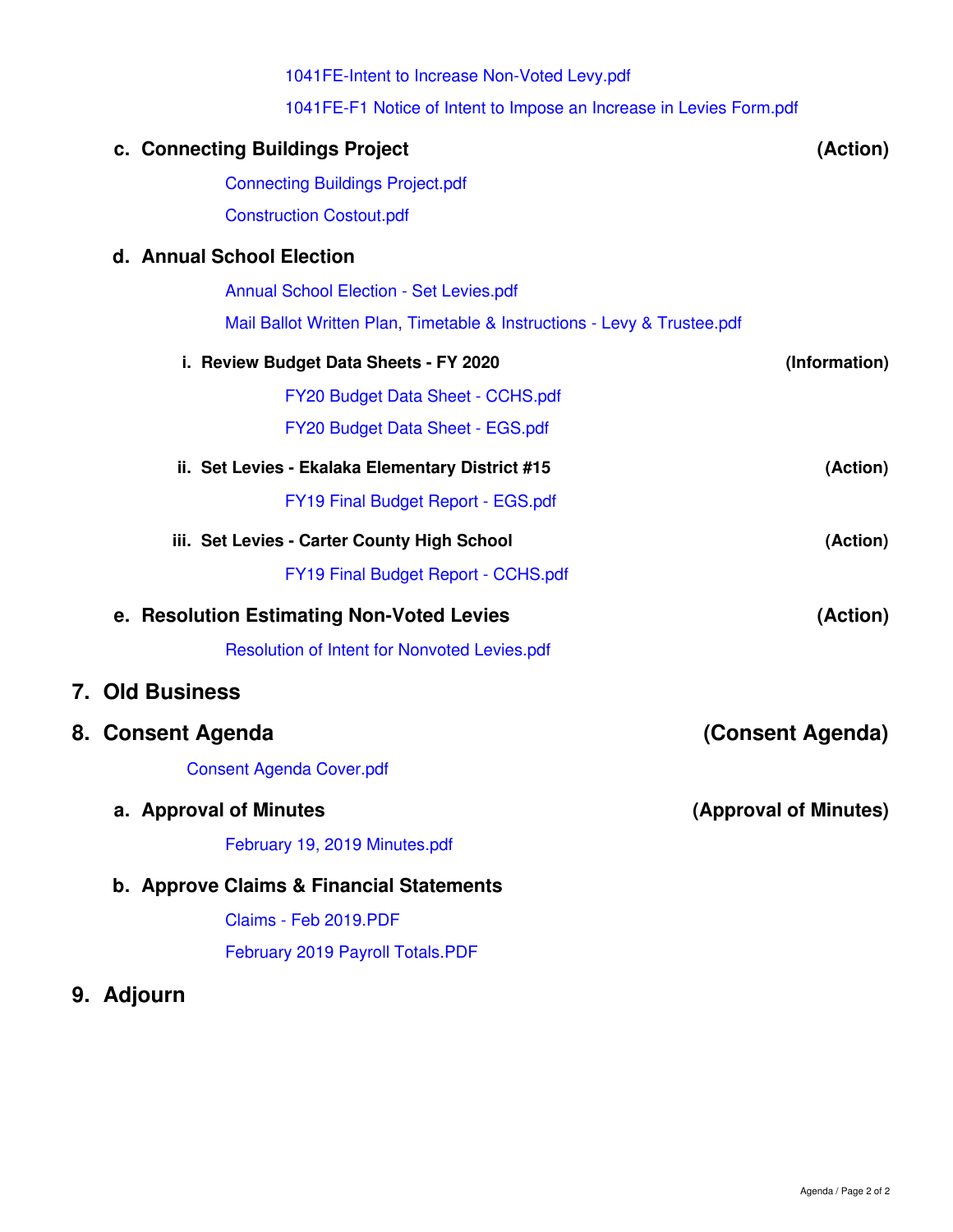1041FE-Intent to Increase Non-Voted Levy.pdf

1041FE-F1 Notice of Intent to Impose an Increase in Levies Form.pdf

### c. Connecting Buildings Project (Action)

Connecting Buildings Project.pdf

Construction Costout.pdf

### d. Annual School Election

Annual School Election - Set Levies.pdf

Mail Ballot Written Plan, Timetable & Instructions - Levy & Trustee.pdf

#### i. Review Budget Data Sheets - FY 2020 (Information)

FY20 Budget Data Sheet - CCHS.pdf

FY20 Budget Data Sheet - EGS.pdf

#### ii. Set Levies - Ekalaka Elementary District #15 (Action)

FY19 Final Budget Report - EGS.pdf

#### iii. Set Levies - Carter County High School (Action)

FY19 Final Budget Report - CCHS.pdf

### e. Resolution Estimating Non-Voted Levies (Action)

Resolution of Intent for Nonvoted Levies.pdf

## 7. Old Business

## 8. Consent Agenda (Consent Agenda)

Consent Agenda Cover.pdf

### a. Approval of Minutes (Approval of Minutes)

February 19, 2019 Minutes.pdf

### b. Approve Claims & Financial Statements

Claims - Feb 2019.PDF

February 2019 Payroll Totals.PDF

## 9. Adjourn